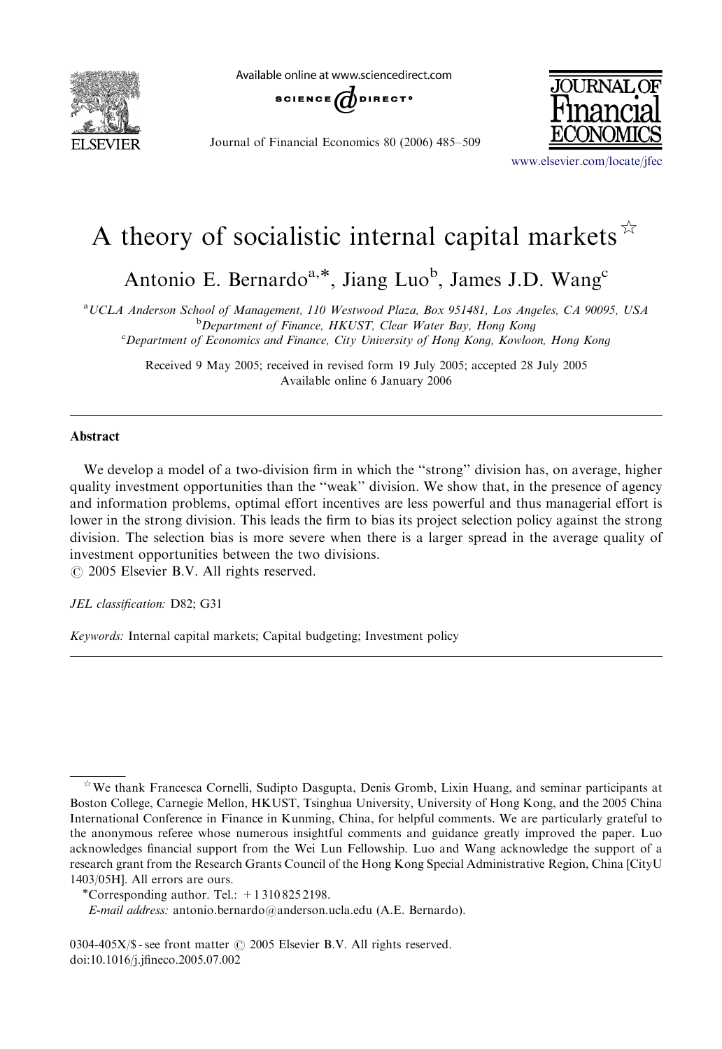# A theory of socialistic internal capital markets ☆

Antonio E. Bernardo[a,*], Jiang Luo[b], James J.D. Wang[c]

[a] UCLA Anderson School of Management, 110 Westwood Plaza, Box 951481, Los Angeles, CA 90095, USA
[b] Department of Finance, HKUST, Clear Water Bay, Hong Kong
[c] Department of Economics and Finance, City University of Hong Kong, Kowloon, Hong Kong

Received 9 May 2005; received in revised form 19 July 2005; accepted 28 July 2005
Available online 6 January 2006

## Abstract

We develop a model of a two-division firm in which the "strong" division has, on average, higher quality investment opportunities than the "weak" division. We show that, in the presence of agency and information problems, optimal effort incentives are less powerful and thus managerial effort is lower in the strong division. This leads the firm to bias its project selection policy against the strong division. The selection bias is more severe when there is a larger spread in the average quality of investment opportunities between the two divisions.
© 2005 Elsevier B.V. All rights reserved.

*JEL classification:* D82; G31

*Keywords:* Internal capital markets; Capital budgeting; Investment policy

---

☆ We thank Francesca Cornelli, Sudipto Dasgupta, Denis Gromb, Lixin Huang, and seminar participants at Boston College, Carnegie Mellon, HKUST, Tsinghua University, University of Hong Kong, and the 2005 China International Conference in Finance in Kunming, China, for helpful comments. We are particularly grateful to the anonymous referee whose numerous insightful comments and guidance greatly improved the paper. Luo acknowledges financial support from the Wei Lun Fellowship. Luo and Wang acknowledge the support of a research grant from the Research Grants Council of the Hong Kong Special Administrative Region, China [CityU 1403/05H]. All errors are ours.

*Corresponding author. Tel.: +1 310 825 2198.
*E-mail address:* antonio.bernardo@anderson.ucla.edu (A.E. Bernardo).

0304-405X/$ - see front matter © 2005 Elsevier B.V. All rights reserved.
doi:10.1016/j.jfineco.2005.07.002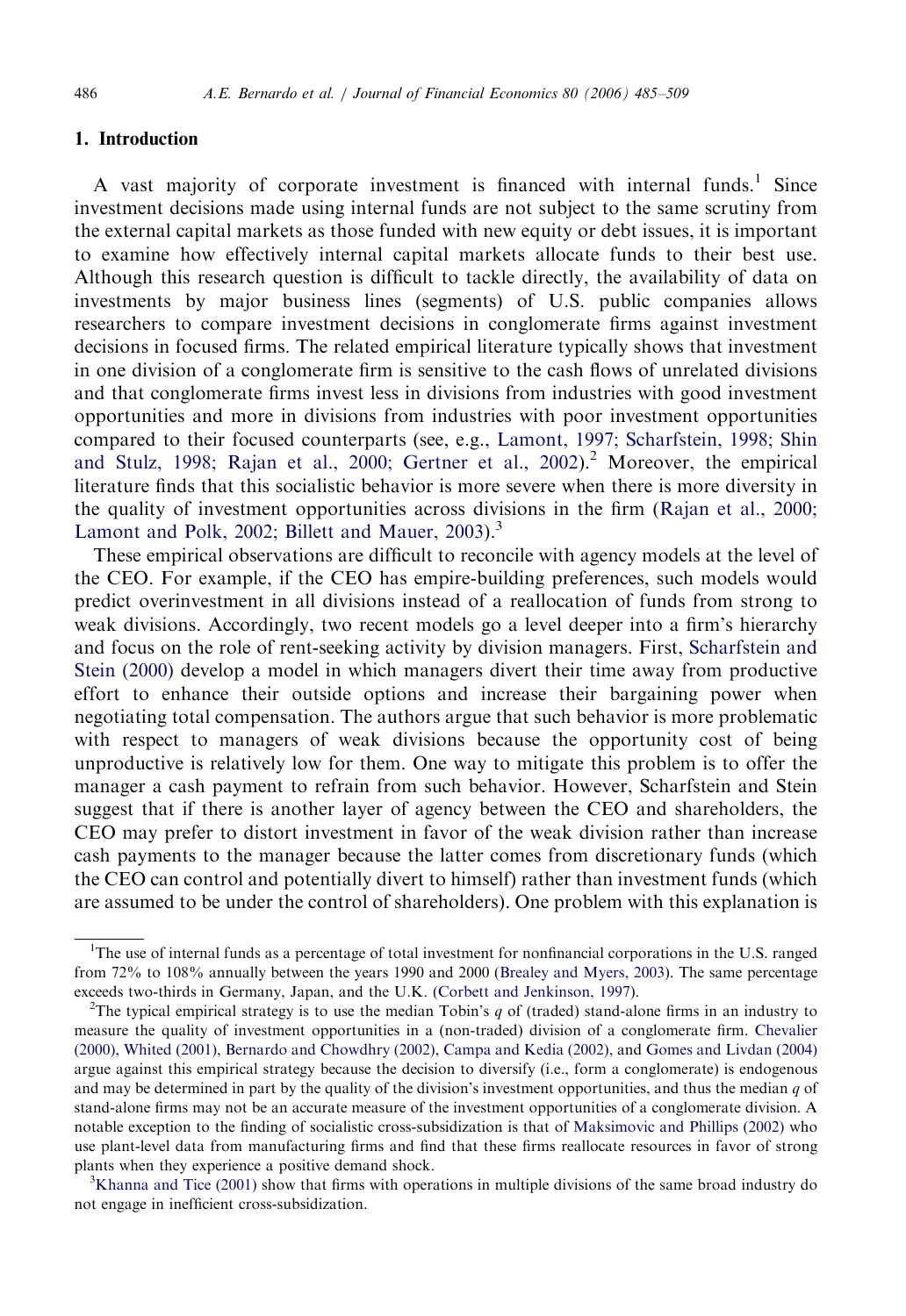## 1. Introduction

A vast majority of corporate investment is financed with internal funds.[1] Since investment decisions made using internal funds are not subject to the same scrutiny from the external capital markets as those funded with new equity or debt issues, it is important to examine how effectively internal capital markets allocate funds to their best use. Although this research question is difficult to tackle directly, the availability of data on investments by major business lines (segments) of U.S. public companies allows researchers to compare investment decisions in conglomerate firms against investment decisions in focused firms. The related empirical literature typically shows that investment in one division of a conglomerate firm is sensitive to the cash flows of unrelated divisions and that conglomerate firms invest less in divisions from industries with good investment opportunities and more in divisions from industries with poor investment opportunities compared to their focused counterparts (see, e.g., Lamont, 1997; Scharfstein, 1998; Shin and Stulz, 1998; Rajan et al., 2000; Gertner et al., 2002).[2] Moreover, the empirical literature finds that this socialistic behavior is more severe when there is more diversity in the quality of investment opportunities across divisions in the firm (Rajan et al., 2000; Lamont and Polk, 2002; Billett and Mauer, 2003).[3]

These empirical observations are difficult to reconcile with agency models at the level of the CEO. For example, if the CEO has empire-building preferences, such models would predict overinvestment in all divisions instead of a reallocation of funds from strong to weak divisions. Accordingly, two recent models go a level deeper into a firm's hierarchy and focus on the role of rent-seeking activity by division managers. First, Scharfstein and Stein (2000) develop a model in which managers divert their time away from productive effort to enhance their outside options and increase their bargaining power when negotiating total compensation. The authors argue that such behavior is more problematic with respect to managers of weak divisions because the opportunity cost of being unproductive is relatively low for them. One way to mitigate this problem is to offer the manager a cash payment to refrain from such behavior. However, Scharfstein and Stein suggest that if there is another layer of agency between the CEO and shareholders, the CEO may prefer to distort investment in favor of the weak division rather than increase cash payments to the manager because the latter comes from discretionary funds (which the CEO can control and potentially divert to himself) rather than investment funds (which are assumed to be under the control of shareholders). One problem with this explanation is

---

[1] The use of internal funds as a percentage of total investment for nonfinancial corporations in the U.S. ranged from 72% to 108% annually between the years 1990 and 2000 (Brealey and Myers, 2003). The same percentage exceeds two-thirds in Germany, Japan, and the U.K. (Corbett and Jenkinson, 1997).

[2] The typical empirical strategy is to use the median Tobin's $q$ of (traded) stand-alone firms in an industry to measure the quality of investment opportunities in a (non-traded) division of a conglomerate firm. Chevalier (2000), Whited (2001), Bernardo and Chowdhry (2002), Campa and Kedia (2002), and Gomes and Livdan (2004) argue against this empirical strategy because the decision to diversify (i.e., form a conglomerate) is endogenous and may be determined in part by the quality of the division's investment opportunities, and thus the median $q$ of stand-alone firms may not be an accurate measure of the investment opportunities of a conglomerate division. A notable exception to the finding of socialistic cross-subsidization is that of Maksimovic and Phillips (2002) who use plant-level data from manufacturing firms and find that these firms reallocate resources in favor of strong plants when they experience a positive demand shock.

[3] Khanna and Tice (2001) show that firms with operations in multiple divisions of the same broad industry do not engage in inefficient cross-subsidization.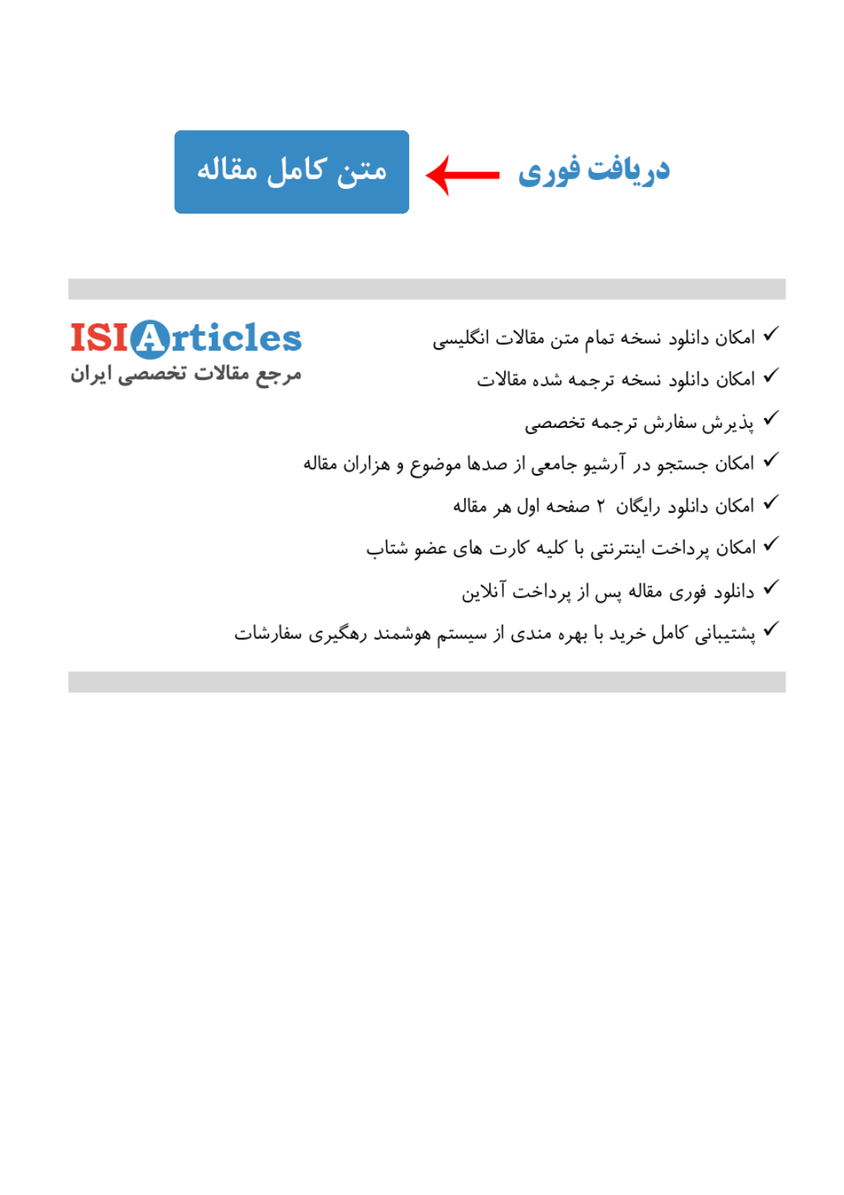دریافت فوری ← متن کامل مقاله

ISIArticles
مرجع مقالات تخصصی ایران

- ✓ امکان دانلود نسخه تمام متن مقالات انگلیسی
- ✓ امکان دانلود نسخه ترجمه شده مقالات
- ✓ پذیرش سفارش ترجمه تخصصی
- ✓ امکان جستجو در آرشیو جامعی از صدها موضوع و هزاران مقاله
- ✓ امکان دانلود رایگان ۲ صفحه اول هر مقاله
- ✓ امکان پرداخت اینترنتی با کلیه کارت های عضو شتاب
- ✓ دانلود فوری مقاله پس از پرداخت آنلاین
- ✓ پشتیبانی کامل خرید با بهره مندی از سیستم هوشمند رهگیری سفارشات